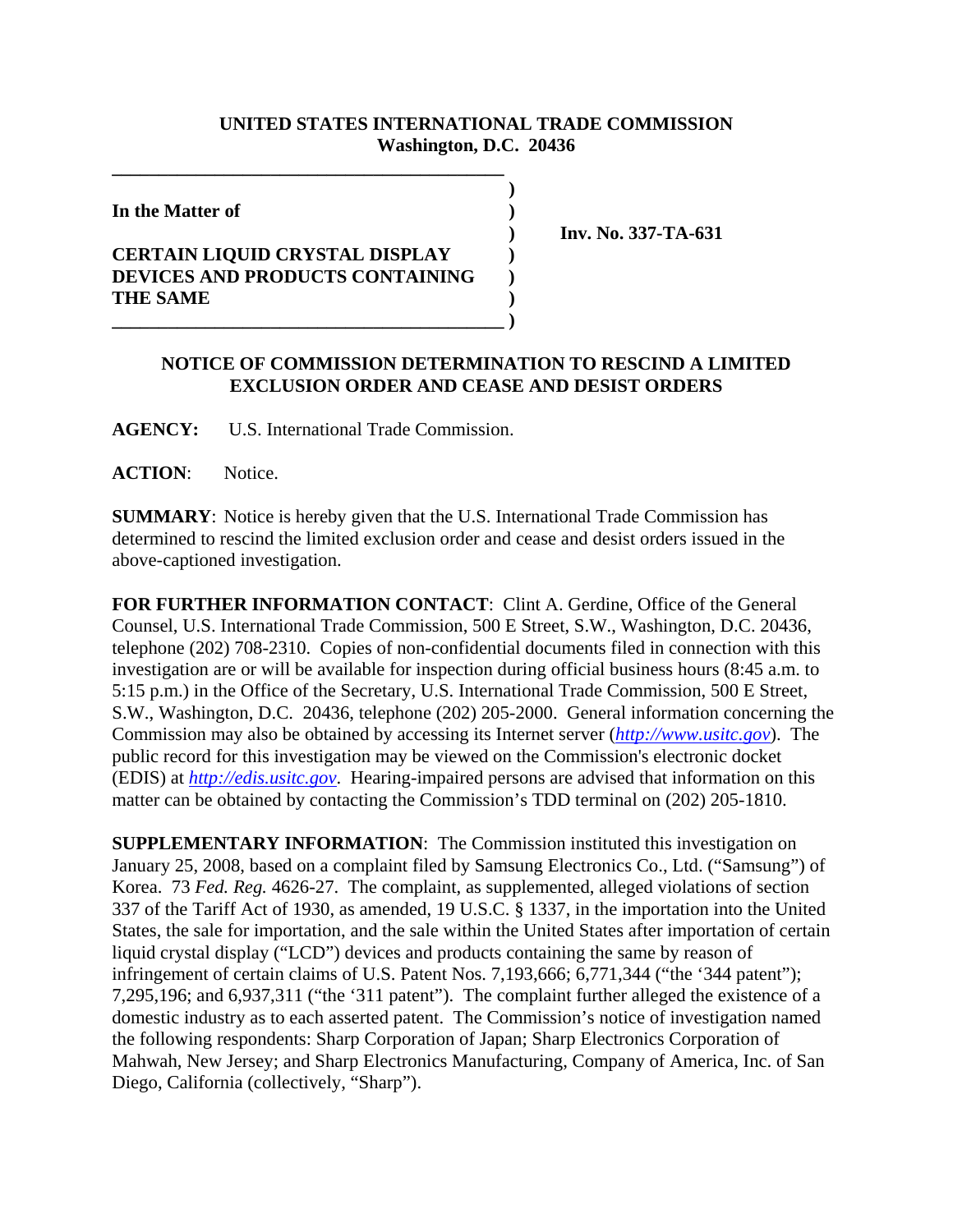**UNITED STATES INTERNATIONAL TRADE COMMISSION**
**Washington, D.C. 20436**

**In the Matter of**

**CERTAIN LIQUID CRYSTAL DISPLAY DEVICES AND PRODUCTS CONTAINING THE SAME**

**Inv. No. 337-TA-631**

**NOTICE OF COMMISSION DETERMINATION TO RESCIND A LIMITED EXCLUSION ORDER AND CEASE AND DESIST ORDERS**

**AGENCY:** U.S. International Trade Commission.

**ACTION**: Notice.

**SUMMARY**: Notice is hereby given that the U.S. International Trade Commission has determined to rescind the limited exclusion order and cease and desist orders issued in the above-captioned investigation.

**FOR FURTHER INFORMATION CONTACT**: Clint A. Gerdine, Office of the General Counsel, U.S. International Trade Commission, 500 E Street, S.W., Washington, D.C. 20436, telephone (202) 708-2310. Copies of non-confidential documents filed in connection with this investigation are or will be available for inspection during official business hours (8:45 a.m. to 5:15 p.m.) in the Office of the Secretary, U.S. International Trade Commission, 500 E Street, S.W., Washington, D.C. 20436, telephone (202) 205-2000. General information concerning the Commission may also be obtained by accessing its Internet server (*http://www.usitc.gov*). The public record for this investigation may be viewed on the Commission's electronic docket (EDIS) at *http://edis.usitc.gov*. Hearing-impaired persons are advised that information on this matter can be obtained by contacting the Commission's TDD terminal on (202) 205-1810.

**SUPPLEMENTARY INFORMATION**: The Commission instituted this investigation on January 25, 2008, based on a complaint filed by Samsung Electronics Co., Ltd. ("Samsung") of Korea. 73 *Fed. Reg.* 4626-27. The complaint, as supplemented, alleged violations of section 337 of the Tariff Act of 1930, as amended, 19 U.S.C. § 1337, in the importation into the United States, the sale for importation, and the sale within the United States after importation of certain liquid crystal display ("LCD") devices and products containing the same by reason of infringement of certain claims of U.S. Patent Nos. 7,193,666; 6,771,344 ("the '344 patent"); 7,295,196; and 6,937,311 ("the '311 patent"). The complaint further alleged the existence of a domestic industry as to each asserted patent. The Commission's notice of investigation named the following respondents: Sharp Corporation of Japan; Sharp Electronics Corporation of Mahwah, New Jersey; and Sharp Electronics Manufacturing, Company of America, Inc. of San Diego, California (collectively, "Sharp").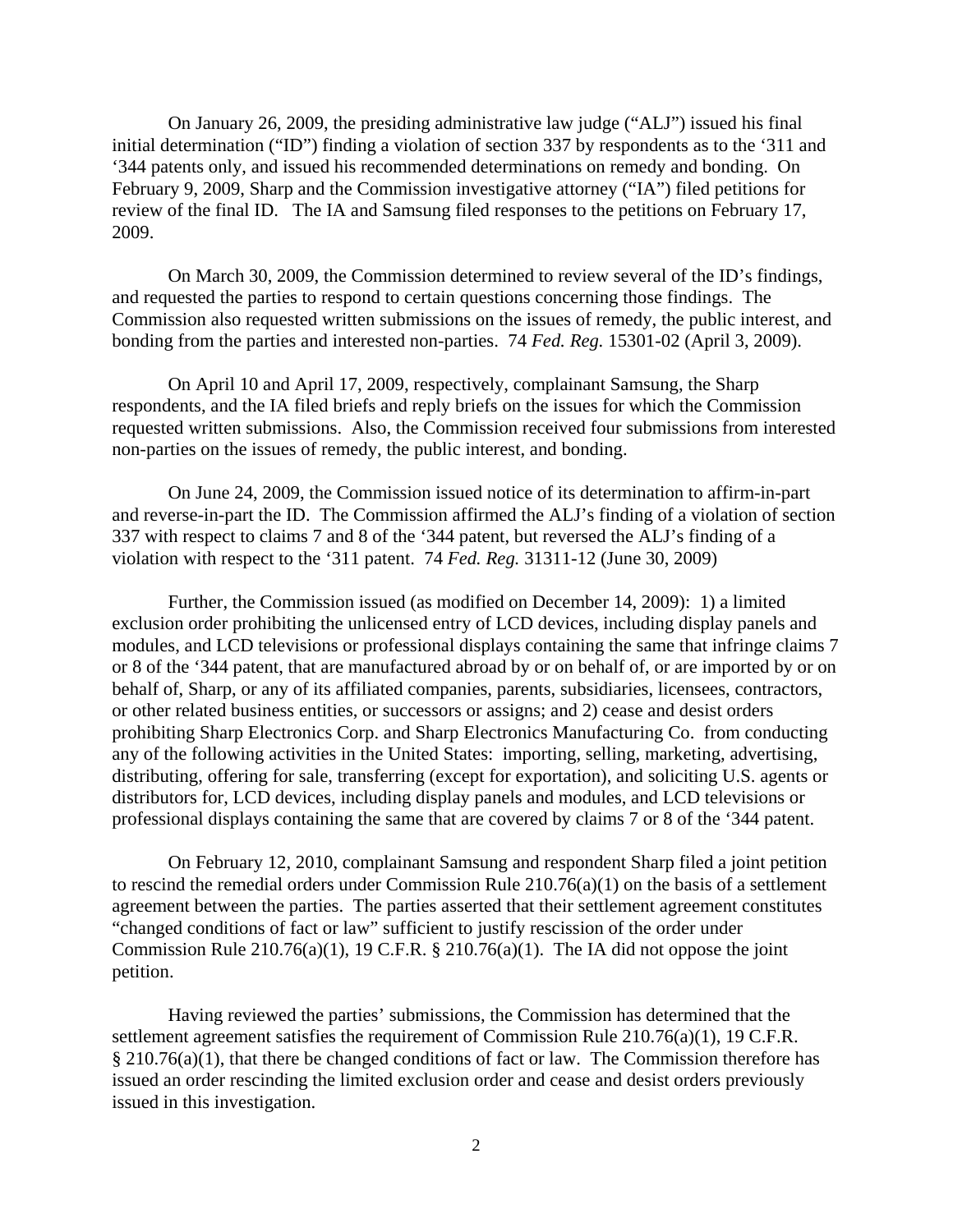On January 26, 2009, the presiding administrative law judge ("ALJ") issued his final initial determination ("ID") finding a violation of section 337 by respondents as to the '311 and '344 patents only, and issued his recommended determinations on remedy and bonding. On February 9, 2009, Sharp and the Commission investigative attorney ("IA") filed petitions for review of the final ID. The IA and Samsung filed responses to the petitions on February 17, 2009.

On March 30, 2009, the Commission determined to review several of the ID's findings, and requested the parties to respond to certain questions concerning those findings. The Commission also requested written submissions on the issues of remedy, the public interest, and bonding from the parties and interested non-parties. 74 *Fed. Reg.* 15301-02 (April 3, 2009).

On April 10 and April 17, 2009, respectively, complainant Samsung, the Sharp respondents, and the IA filed briefs and reply briefs on the issues for which the Commission requested written submissions. Also, the Commission received four submissions from interested non-parties on the issues of remedy, the public interest, and bonding.

On June 24, 2009, the Commission issued notice of its determination to affirm-in-part and reverse-in-part the ID. The Commission affirmed the ALJ's finding of a violation of section 337 with respect to claims 7 and 8 of the '344 patent, but reversed the ALJ's finding of a violation with respect to the '311 patent. 74 *Fed. Reg.* 31311-12 (June 30, 2009)

Further, the Commission issued (as modified on December 14, 2009): 1) a limited exclusion order prohibiting the unlicensed entry of LCD devices, including display panels and modules, and LCD televisions or professional displays containing the same that infringe claims 7 or 8 of the '344 patent, that are manufactured abroad by or on behalf of, or are imported by or on behalf of, Sharp, or any of its affiliated companies, parents, subsidiaries, licensees, contractors, or other related business entities, or successors or assigns; and 2) cease and desist orders prohibiting Sharp Electronics Corp. and Sharp Electronics Manufacturing Co. from conducting any of the following activities in the United States: importing, selling, marketing, advertising, distributing, offering for sale, transferring (except for exportation), and soliciting U.S. agents or distributors for, LCD devices, including display panels and modules, and LCD televisions or professional displays containing the same that are covered by claims 7 or 8 of the '344 patent.

On February 12, 2010, complainant Samsung and respondent Sharp filed a joint petition to rescind the remedial orders under Commission Rule 210.76(a)(1) on the basis of a settlement agreement between the parties. The parties asserted that their settlement agreement constitutes "changed conditions of fact or law" sufficient to justify rescission of the order under Commission Rule 210.76(a)(1), 19 C.F.R. § 210.76(a)(1). The IA did not oppose the joint petition.

Having reviewed the parties' submissions, the Commission has determined that the settlement agreement satisfies the requirement of Commission Rule 210.76(a)(1), 19 C.F.R. § 210.76(a)(1), that there be changed conditions of fact or law. The Commission therefore has issued an order rescinding the limited exclusion order and cease and desist orders previously issued in this investigation.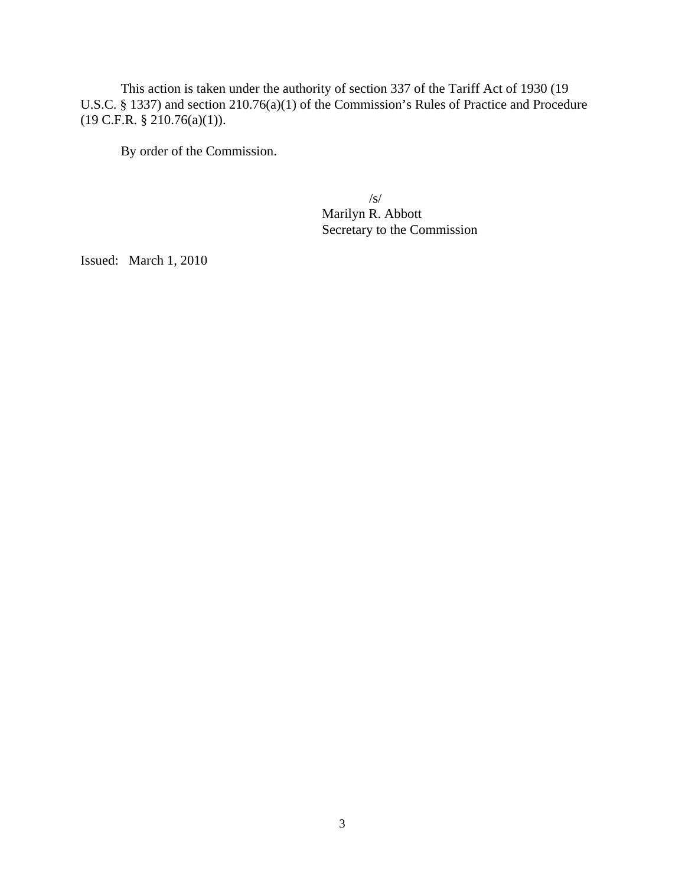This action is taken under the authority of section 337 of the Tariff Act of 1930 (19 U.S.C. § 1337) and section 210.76(a)(1) of the Commission's Rules of Practice and Procedure (19 C.F.R. § 210.76(a)(1)).

By order of the Commission.

/s/
Marilyn R. Abbott
Secretary to the Commission

Issued: March 1, 2010